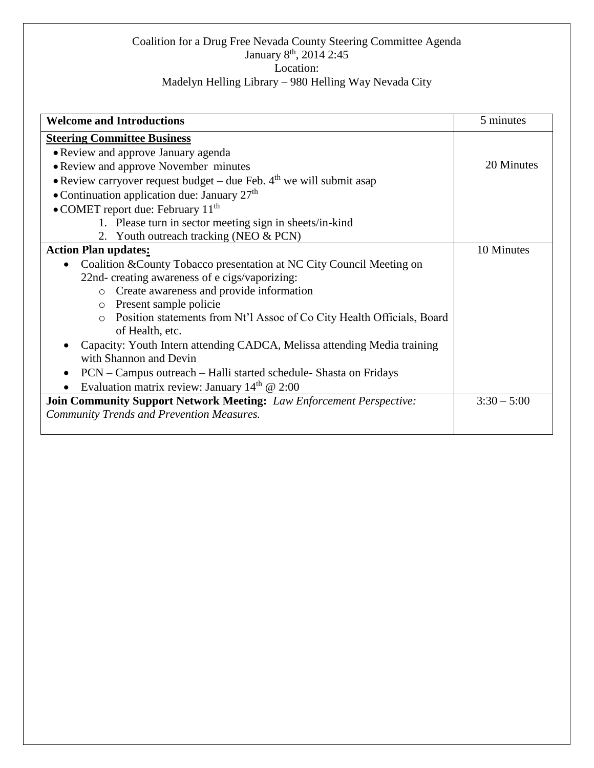Coalition for a Drug Free Nevada County Steering Committee Agenda
January 8th, 2014 2:45
Location:
Madelyn Helling Library – 980 Helling Way Nevada City

| **Welcome and Introductions** | 5 minutes |
|---|---|
| **Steering Committee Business**<br>• Review and approve January agenda<br>• Review and approve November minutes<br>• Review carryover request budget – due Feb. 4th we will submit asap<br>• Continuation application due: January 27th<br>• COMET report due: February 11th<br>1. Please turn in sector meeting sign in sheets/in-kind<br>2. Youth outreach tracking (NEO & PCN) | 20 Minutes |
| **Action Plan updates:**<br>• Coalition &County Tobacco presentation at NC City Council Meeting on 22nd- creating awareness of e cigs/vaporizing:<br>o Create awareness and provide information<br>o Present sample policie<br>o Position statements from Nt'l Assoc of Co City Health Officials, Board of Health, etc.<br>• Capacity: Youth Intern attending CADCA, Melissa attending Media training with Shannon and Devin<br>• PCN – Campus outreach – Halli started schedule- Shasta on Fridays<br>• Evaluation matrix review: January 14th @ 2:00 | 10 Minutes |
| **Join Community Support Network Meeting:** *Law Enforcement Perspective: Community Trends and Prevention Measures.* | 3:30 – 5:00 |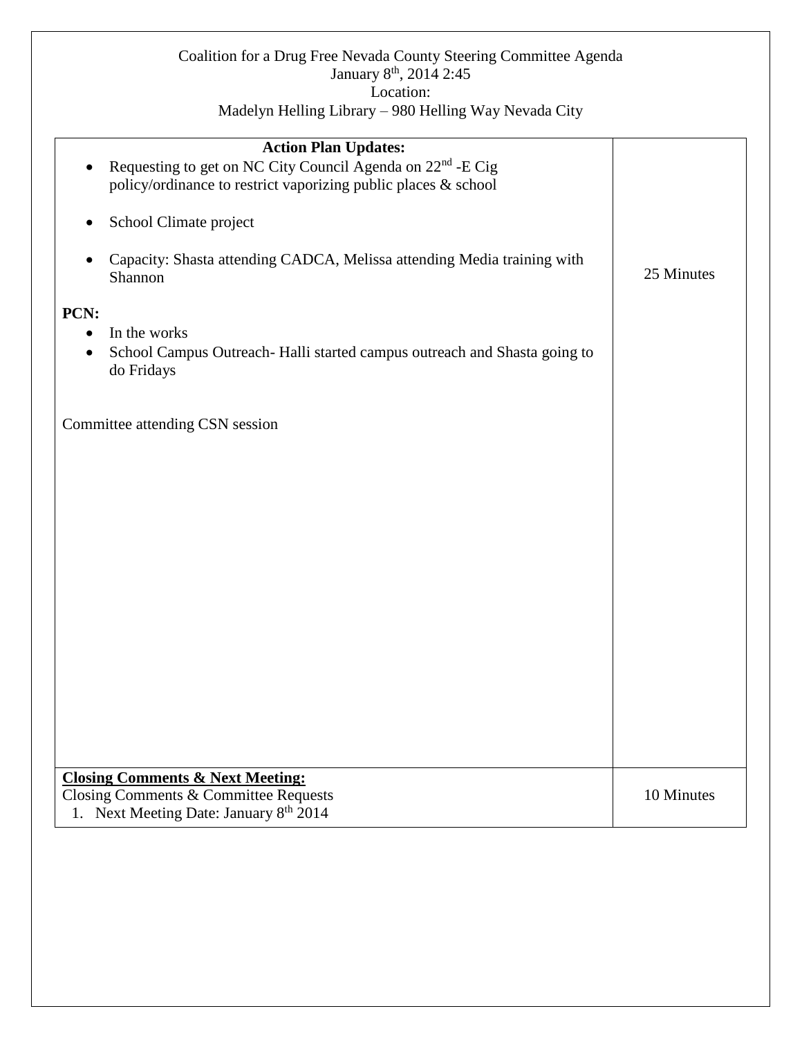Coalition for a Drug Free Nevada County Steering Committee Agenda
January 8th, 2014 2:45
Location:
Madelyn Helling Library – 980 Helling Way Nevada City

| | |
|---|---|
| **Action Plan Updates:**<br>• Requesting to get on NC City Council Agenda on 22nd -E Cig policy/ordinance to restrict vaporizing public places & school<br>• School Climate project<br>• Capacity: Shasta attending CADCA, Melissa attending Media training with Shannon<br><br>**PCN:**<br>• In the works<br>• School Campus Outreach- Halli started campus outreach and Shasta going to do Fridays<br><br>Committee attending CSN session | 25 Minutes |
| **Closing Comments & Next Meeting:**<br>Closing Comments & Committee Requests<br>1. Next Meeting Date: January 8th 2014 | 10 Minutes |